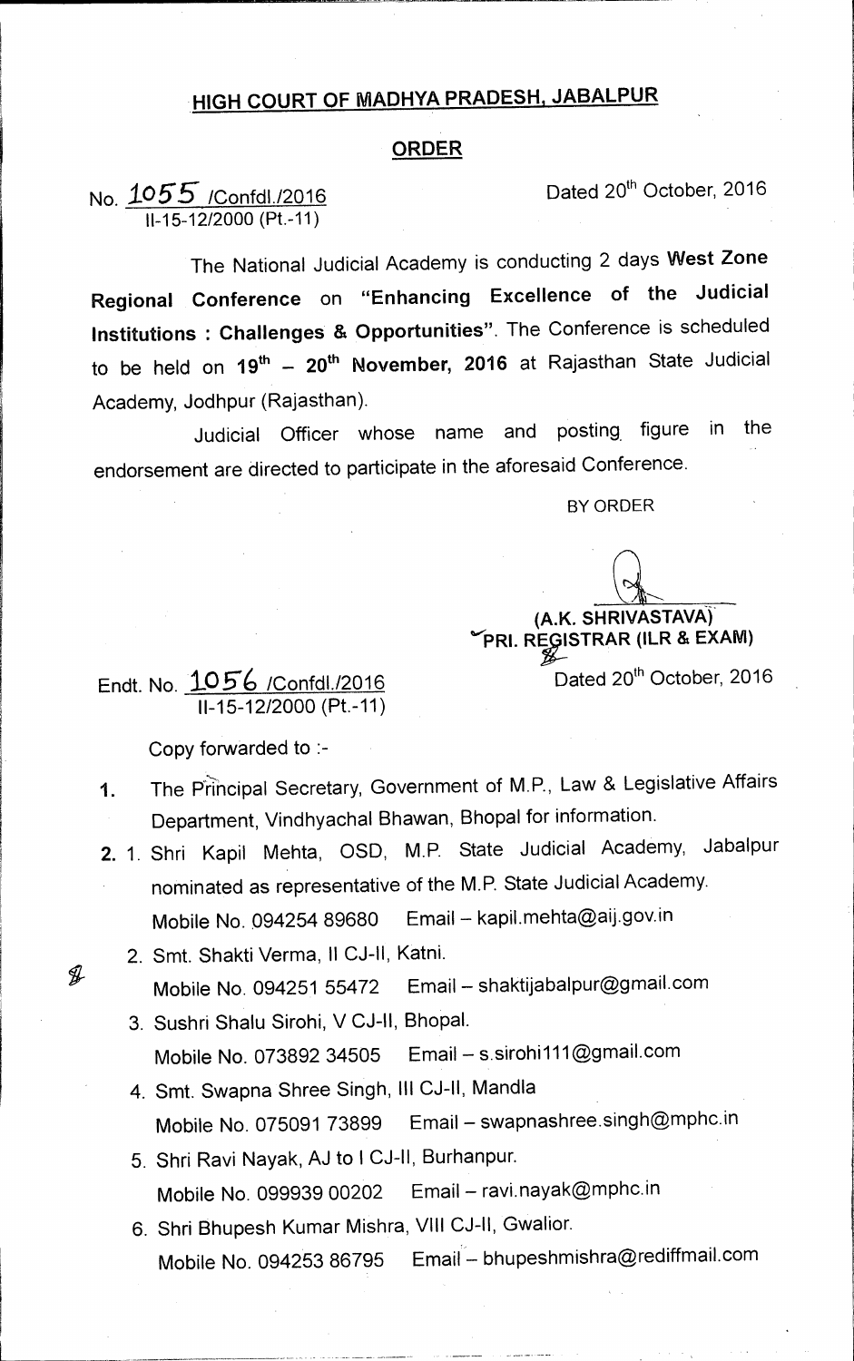# HIGH COURT OF MADHYA PRADESH, JABALPUR

## ORDER

No. 1055 /Confdl./2016
II-15-12/2000 (Pt.-11)

Dated 20th October, 2016

The National Judicial Academy is conducting 2 days **West Zone Regional Conference** on **"Enhancing Excellence of the Judicial Institutions : Challenges & Opportunities"**. The Conference is scheduled to be held on **19th – 20th November, 2016** at Rajasthan State Judicial Academy, Jodhpur (Rajasthan).

Judicial Officer whose name and posting figure in the endorsement are directed to participate in the aforesaid Conference.

BY ORDER

**(A.K. SHRIVASTAVA)**
**PRI. REGISTRAR (ILR & EXAM)**

Endt. No. 1056 /Confdl./2016
II-15-12/2000 (Pt.-11)

Dated 20th October, 2016

Copy forwarded to :-

1. The Principal Secretary, Government of M.P., Law & Legislative Affairs Department, Vindhyachal Bhawan, Bhopal for information.
2. 1. Shri Kapil Mehta, OSD, M.P. State Judicial Academy, Jabalpur nominated as representative of the M.P. State Judicial Academy.
   Mobile No. 094254 89680 Email – kapil.mehta@aij.gov.in
   2. Smt. Shakti Verma, II CJ-II, Katni.
   Mobile No. 094251 55472 Email – shaktijabalpur@gmail.com
   3. Sushri Shalu Sirohi, V CJ-II, Bhopal.
   Mobile No. 073892 34505 Email – s.sirohi111@gmail.com
   4. Smt. Swapna Shree Singh, III CJ-II, Mandla
   Mobile No. 075091 73899 Email – swapnashree.singh@mphc.in
   5. Shri Ravi Nayak, AJ to I CJ-II, Burhanpur.
   Mobile No. 099939 00202 Email – ravi.nayak@mphc.in
   6. Shri Bhupesh Kumar Mishra, VIII CJ-II, Gwalior.
   Mobile No. 094253 86795 Email – bhupeshmishra@rediffmail.com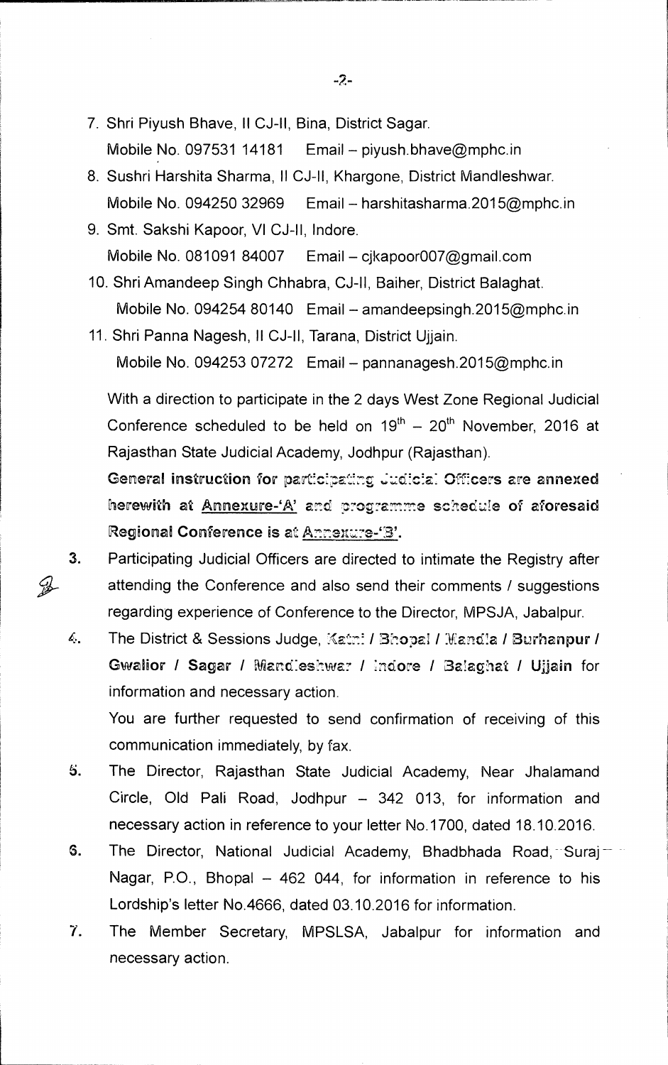7. Shri Piyush Bhave, II CJ-II, Bina, District Sagar.
   Mobile No. 097531 14181 Email – piyush.bhave@mphc.in
8. Sushri Harshita Sharma, II CJ-II, Khargone, District Mandleshwar.
   Mobile No. 094250 32969 Email – harshitasharma.2015@mphc.in
9. Smt. Sakshi Kapoor, VI CJ-II, Indore.
   Mobile No. 081091 84007 Email – cjkapoor007@gmail.com
10. Shri Amandeep Singh Chhabra, CJ-II, Baiher, District Balaghat.
    Mobile No. 094254 80140 Email – amandeepsingh.2015@mphc.in
11. Shri Panna Nagesh, II CJ-II, Tarana, District Ujjain.
    Mobile No. 094253 07272 Email – pannanagesh.2015@mphc.in

With a direction to participate in the 2 days West Zone Regional Judicial Conference scheduled to be held on 19th – 20th November, 2016 at Rajasthan State Judicial Academy, Jodhpur (Rajasthan).

**General instruction for participating Judicial Officers are annexed herewith at Annexure-'A' and programme schedule of aforesaid Regional Conference is at Annexure-'B'.**

3. Participating Judicial Officers are directed to intimate the Registry after attending the Conference and also send their comments / suggestions regarding experience of Conference to the Director, MPSJA, Jabalpur.
4. The District & Sessions Judge, **Katni / Bhopal / Mandla / Burhanpur / Gwalior / Sagar / Mandleshwar / Indore / Balaghat / Ujjain** for information and necessary action.

   You are further requested to send confirmation of receiving of this communication immediately, by fax.
5. The Director, Rajasthan State Judicial Academy, Near Jhalamand Circle, Old Pali Road, Jodhpur – 342 013, for information and necessary action in reference to your letter No.1700, dated 18.10.2016.
6. The Director, National Judicial Academy, Bhadbhada Road, Suraj Nagar, P.O., Bhopal – 462 044, for information in reference to his Lordship's letter No.4666, dated 03.10.2016 for information.
7. The Member Secretary, MPSLSA, Jabalpur for information and necessary action.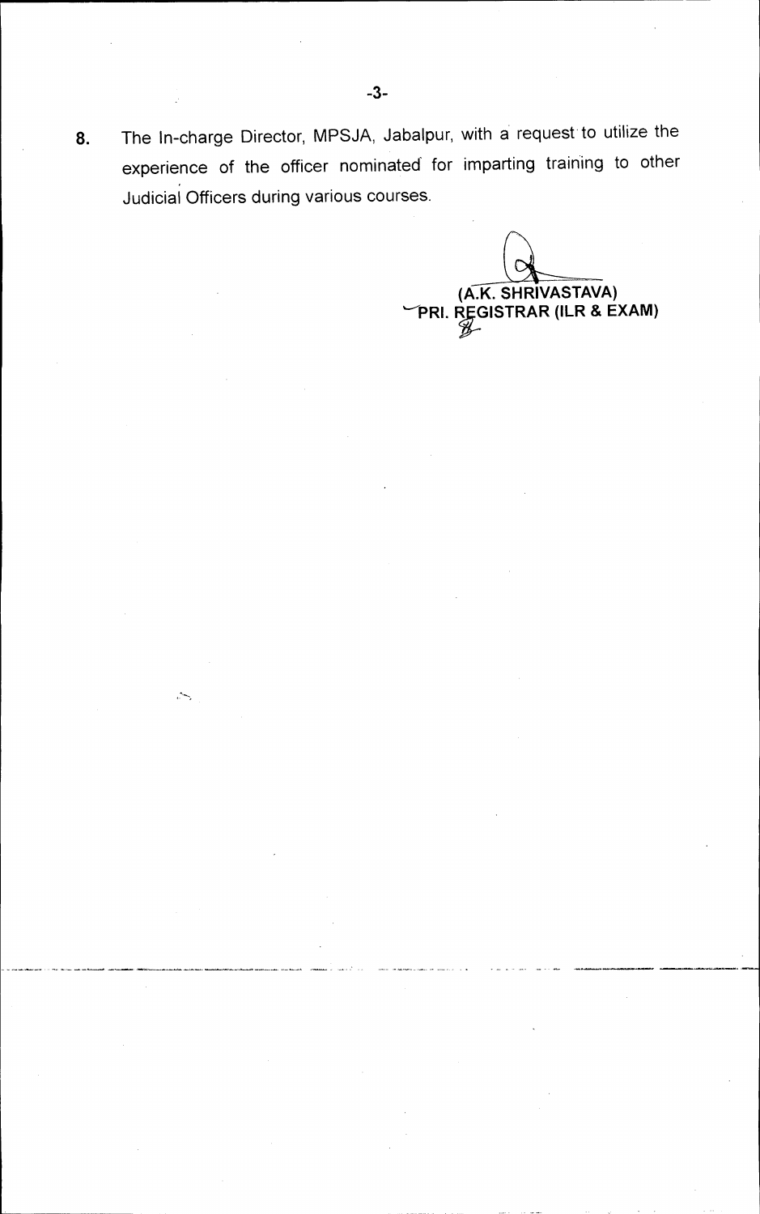8. The In-charge Director, MPSJA, Jabalpur, with a request to utilize the experience of the officer nominated for imparting training to other Judicial Officers during various courses.

**(A.K. SHRIVASTAVA)**
**PRI. REGISTRAR (ILR & EXAM)**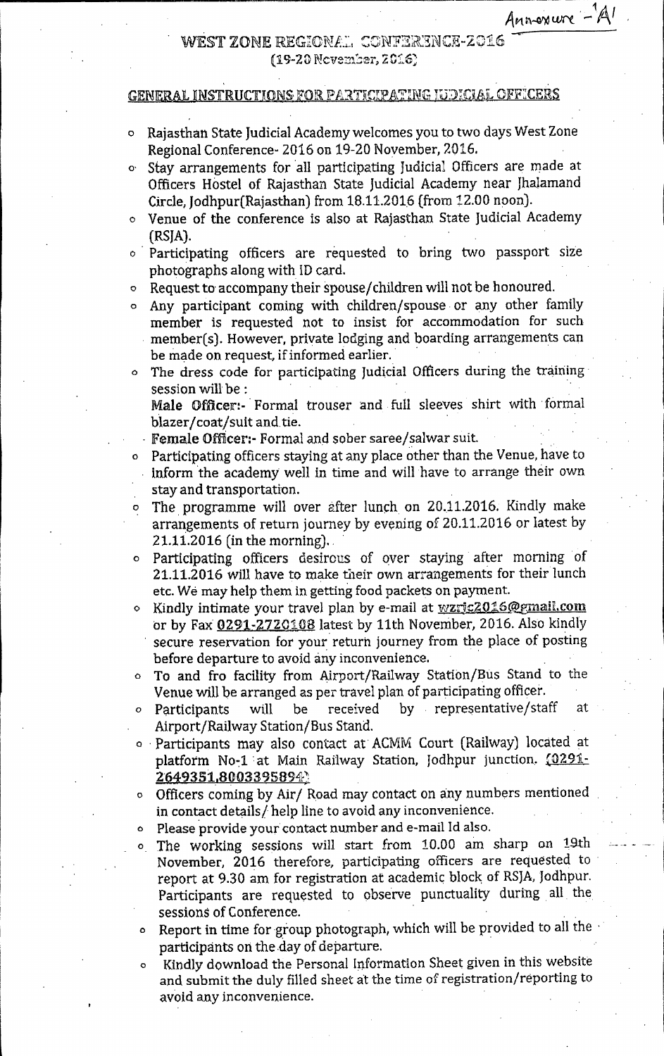Annexure - 'A'

# WEST ZONE REGIONAL CONFERENCE-2016
(19-20 November, 2016)

## GENERAL INSTRUCTIONS FOR PARTICIPATING JUDICIAL OFFICERS

- Rajasthan State Judicial Academy welcomes you to two days West Zone Regional Conference- 2016 on 19-20 November, 2016.
- Stay arrangements for all participating Judicial Officers are made at Officers Hostel of Rajasthan State Judicial Academy near Jhalamand Circle, Jodhpur(Rajasthan) from 18.11.2016 (from 12.00 noon).
- Venue of the conference is also at Rajasthan State Judicial Academy (RSJA).
- Participating officers are requested to bring two passport size photographs along with ID card.
- Request to accompany their spouse/children will not be honoured.
- Any participant coming with children/spouse or any other family member is requested not to insist for accommodation for such member(s). However, private lodging and boarding arrangements can be made on request, if informed earlier.
- The dress code for participating Judicial Officers during the training session will be :

  **Male Officer:-** Formal trouser and full sleeves shirt with formal blazer/coat/suit and tie.

  **Female Officer:-** Formal and sober saree/salwar suit.
- Participating officers staying at any place other than the Venue, have to inform the academy well in time and will have to arrange their own stay and transportation.
- The programme will over after lunch on 20.11.2016. Kindly make arrangements of return journey by evening of 20.11.2016 or latest by 21.11.2016 (in the morning).
- Participating officers desirous of over staying after morning of 21.11.2016 will have to make their own arrangements for their lunch etc. We may help them in getting food packets on payment.
- Kindly intimate your travel plan by e-mail at wzrjc2016@gmail.com or by Fax 0291-2720108 latest by 11th November, 2016. Also kindly secure reservation for your return journey from the place of posting before departure to avoid any inconvenience.
- To and fro facility from Airport/Railway Station/Bus Stand to the Venue will be arranged as per travel plan of participating officer.
- Participants will be received by representative/staff at Airport/Railway Station/Bus Stand.
- Participants may also contact at ACMM Court (Railway) located at platform No-1 at Main Railway Station, Jodhpur junction. (0291-2649351,8003395894)
- Officers coming by Air/ Road may contact on any numbers mentioned in contact details/ help line to avoid any inconvenience.
- Please provide your contact number and e-mail Id also.
- The working sessions will start from 10.00 am sharp on 19th November, 2016 therefore, participating officers are requested to report at 9.30 am for registration at academic block of RSJA, Jodhpur. Participants are requested to observe punctuality during all the sessions of Conference.
- Report in time for group photograph, which will be provided to all the participants on the day of departure.
- Kindly download the Personal Information Sheet given in this website and submit the duly filled sheet at the time of registration/reporting to avoid any inconvenience.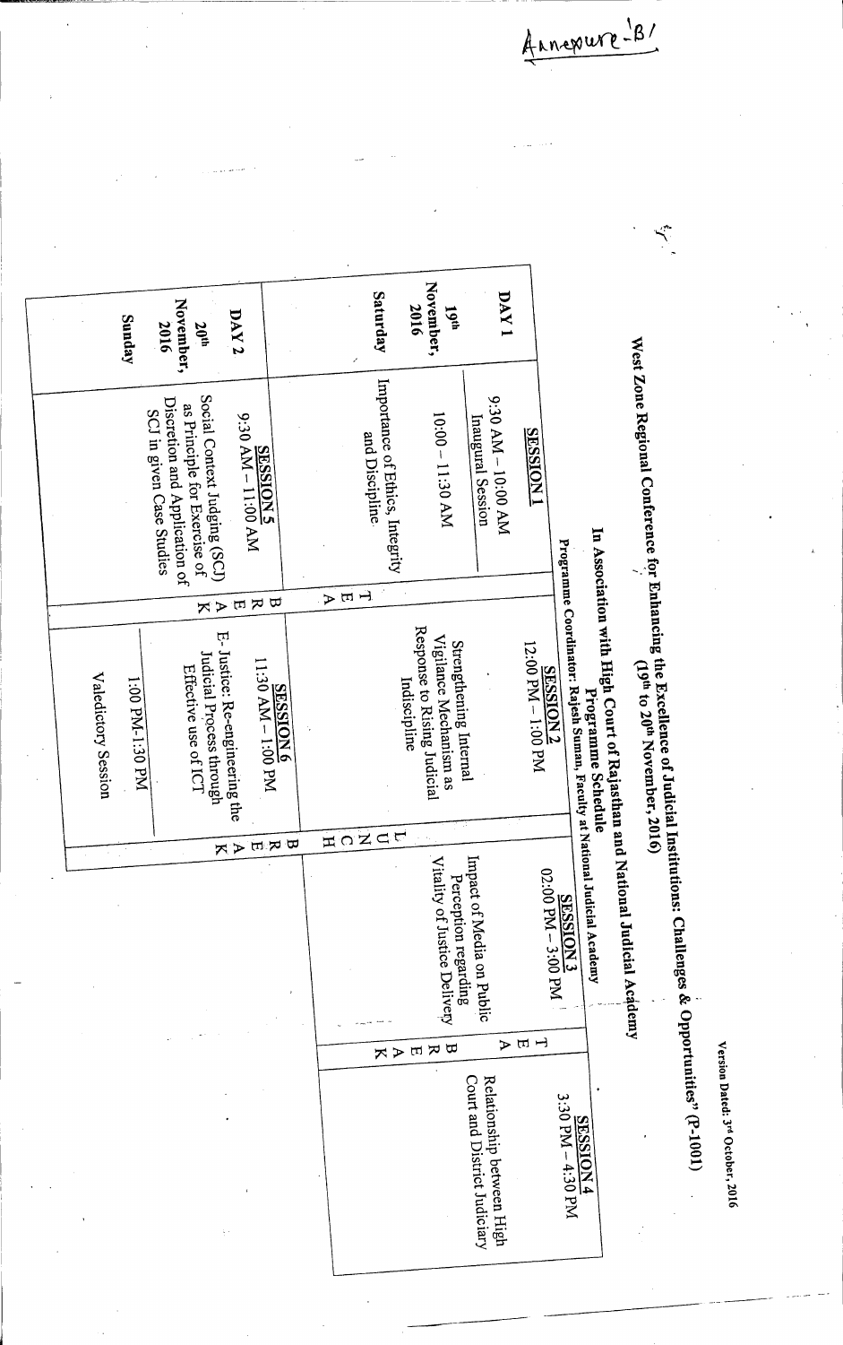Annexure-'B'

Version Dated: 3rd October, 2016

**West Zone Regional Conference for Enhancing the Excellence of Judicial Institutions: Challenges & Opportunities" (P-1001)**

**(19th to 20th November, 2016)**

**In Association with High Court of Rajasthan and National Judicial Academy**

**Programme Schedule**

Programme Coordinator: Rajesh Suman, Faculty at National Judicial Academy

| | | | | | | | |
|---|---|---|---|---|---|---|---|
| **DAY 1** 19th November, 2016 Saturday | **SESSION 1** 9:30 AM – 10:00 AM Inaugural Session<br>10:00 – 11:30 AM Importance of Ethics, Integrity and Discipline | TEA | **SESSION 2** 12:00 PM – 1:00 PM Strengthening Internal Vigilance Mechanism as Response to Rising Judicial Indiscipline | LUNCH | **SESSION 3** 02:00 PM – 3:00 PM Impact of Media on Public Perception regarding Vitality of Justice Delivery | TEA BREAK | **SESSION 4** 3:30 PM – 4:30 PM Relationship between High Court and District Judiciary |
| **DAY 2** 20th November, 2016 Sunday | **SESSION 5** 9:30 AM – 11:00 AM Social Context Judging (SCJ) as Principle for Exercise of Discretion and Application of SCJ in given Case Studies | BREAK | **SESSION 6** 11:30 AM – 1:00 PM E- Justice: Re-engineering the Judicial Process through Effective use of ICT<br>1:00 PM-1:30 PM Valedictory Session | BREAK | | | |